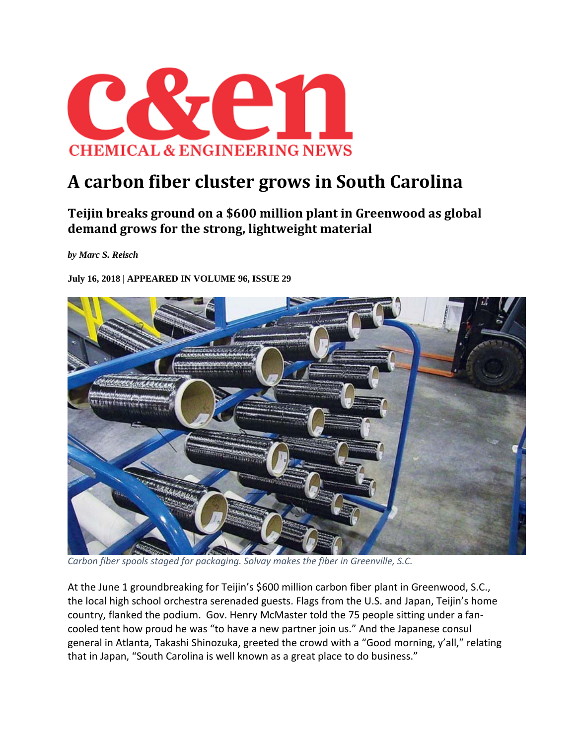# c&en

**CHEMICAL & ENGINEERING NEWS**

# A carbon fiber cluster grows in South Carolina

## Teijin breaks ground on a $600 million plant in Greenwood as global demand grows for the strong, lightweight material

*by Marc S. Reisch*

**July 16, 2018 | APPEARED IN VOLUME 96, ISSUE 29**

*Carbon fiber spools staged for packaging. Solvay makes the fiber in Greenville, S.C.*

At the June 1 groundbreaking for Teijin's $600 million carbon fiber plant in Greenwood, S.C., the local high school orchestra serenaded guests. Flags from the U.S. and Japan, Teijin's home country, flanked the podium. Gov. Henry McMaster told the 75 people sitting under a fan-cooled tent how proud he was "to have a new partner join us." And the Japanese consul general in Atlanta, Takashi Shinozuka, greeted the crowd with a "Good morning, y'all," relating that in Japan, "South Carolina is well known as a great place to do business."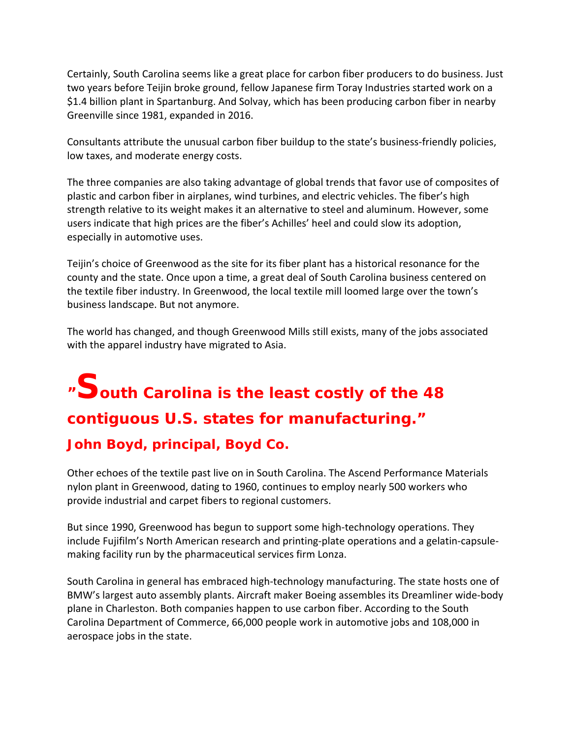Certainly, South Carolina seems like a great place for carbon fiber producers to do business. Just two years before Teijin broke ground, fellow Japanese firm Toray Industries started work on a $1.4 billion plant in Spartanburg. And Solvay, which has been producing carbon fiber in nearby Greenville since 1981, expanded in 2016.

Consultants attribute the unusual carbon fiber buildup to the state's business-friendly policies, low taxes, and moderate energy costs.

The three companies are also taking advantage of global trends that favor use of composites of plastic and carbon fiber in airplanes, wind turbines, and electric vehicles. The fiber's high strength relative to its weight makes it an alternative to steel and aluminum. However, some users indicate that high prices are the fiber's Achilles' heel and could slow its adoption, especially in automotive uses.

Teijin's choice of Greenwood as the site for its fiber plant has a historical resonance for the county and the state. Once upon a time, a great deal of South Carolina business centered on the textile fiber industry. In Greenwood, the local textile mill loomed large over the town's business landscape. But not anymore.

The world has changed, and though Greenwood Mills still exists, many of the jobs associated with the apparel industry have migrated to Asia.

> **"South Carolina is the least costly of the 48 contiguous U.S. states for manufacturing."**
>
> **John Boyd, principal, Boyd Co.**

Other echoes of the textile past live on in South Carolina. The Ascend Performance Materials nylon plant in Greenwood, dating to 1960, continues to employ nearly 500 workers who provide industrial and carpet fibers to regional customers.

But since 1990, Greenwood has begun to support some high-technology operations. They include Fujifilm's North American research and printing-plate operations and a gelatin-capsule-making facility run by the pharmaceutical services firm Lonza.

South Carolina in general has embraced high-technology manufacturing. The state hosts one of BMW's largest auto assembly plants. Aircraft maker Boeing assembles its Dreamliner wide-body plane in Charleston. Both companies happen to use carbon fiber. According to the South Carolina Department of Commerce, 66,000 people work in automotive jobs and 108,000 in aerospace jobs in the state.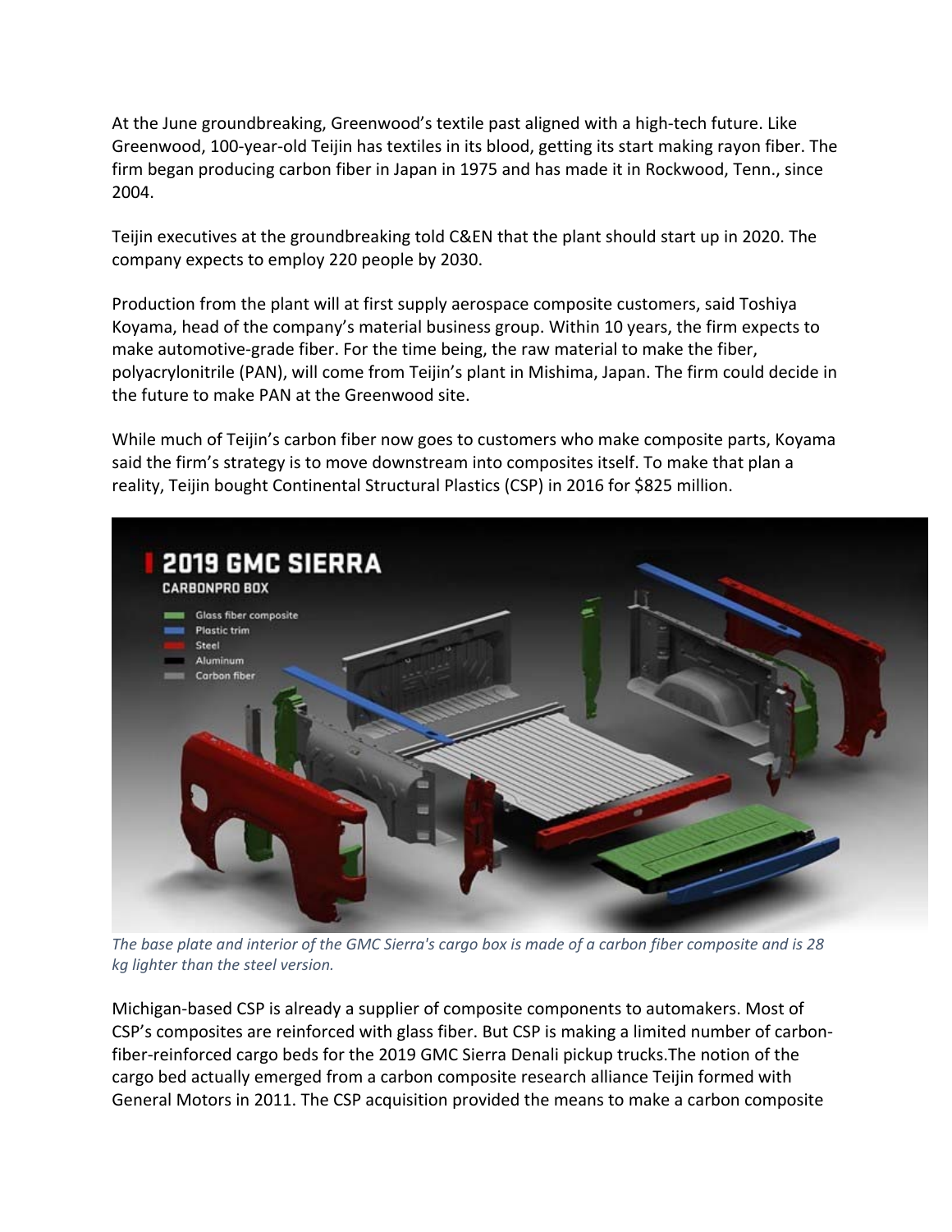At the June groundbreaking, Greenwood's textile past aligned with a high-tech future. Like Greenwood, 100-year-old Teijin has textiles in its blood, getting its start making rayon fiber. The firm began producing carbon fiber in Japan in 1975 and has made it in Rockwood, Tenn., since 2004.

Teijin executives at the groundbreaking told C&EN that the plant should start up in 2020. The company expects to employ 220 people by 2030.

Production from the plant will at first supply aerospace composite customers, said Toshiya Koyama, head of the company's material business group. Within 10 years, the firm expects to make automotive-grade fiber. For the time being, the raw material to make the fiber, polyacrylonitrile (PAN), will come from Teijin's plant in Mishima, Japan. The firm could decide in the future to make PAN at the Greenwood site.

While much of Teijin's carbon fiber now goes to customers who make composite parts, Koyama said the firm's strategy is to move downstream into composites itself. To make that plan a reality, Teijin bought Continental Structural Plastics (CSP) in 2016 for $825 million.

*The base plate and interior of the GMC Sierra's cargo box is made of a carbon fiber composite and is 28 kg lighter than the steel version.*

Michigan-based CSP is already a supplier of composite components to automakers. Most of CSP's composites are reinforced with glass fiber. But CSP is making a limited number of carbon-fiber-reinforced cargo beds for the 2019 GMC Sierra Denali pickup trucks.The notion of the cargo bed actually emerged from a carbon composite research alliance Teijin formed with General Motors in 2011. The CSP acquisition provided the means to make a carbon composite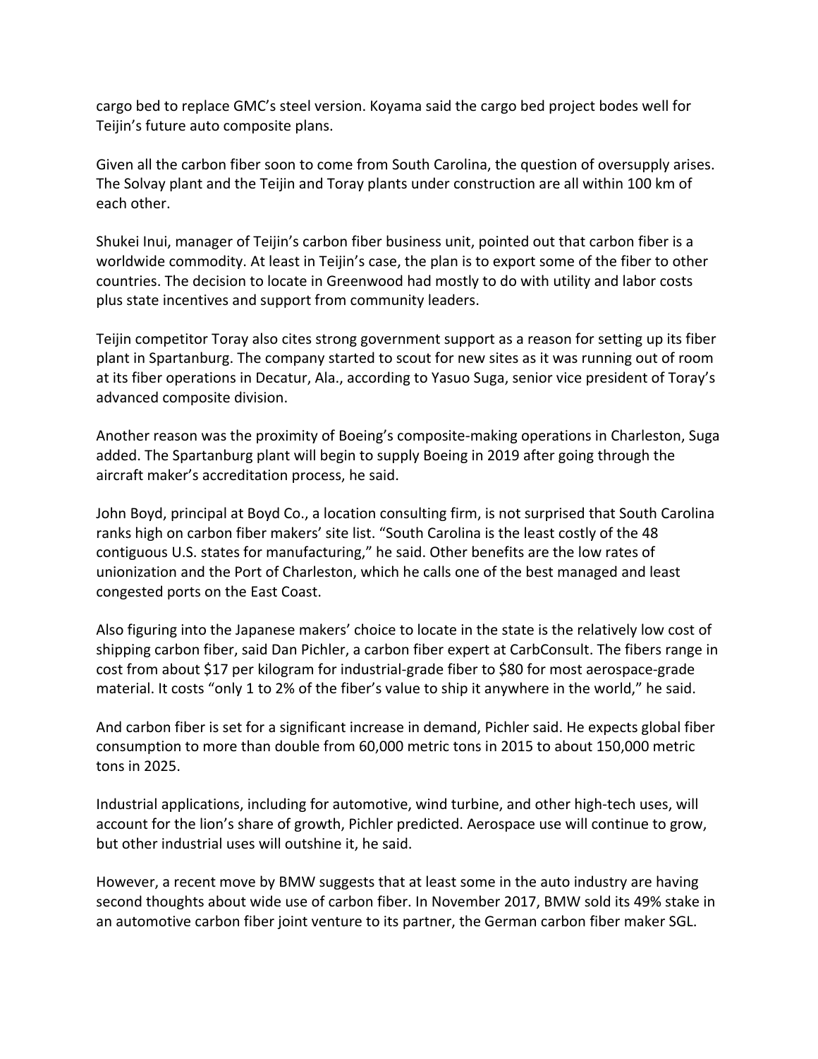cargo bed to replace GMC's steel version. Koyama said the cargo bed project bodes well for Teijin's future auto composite plans.

Given all the carbon fiber soon to come from South Carolina, the question of oversupply arises. The Solvay plant and the Teijin and Toray plants under construction are all within 100 km of each other.

Shukei Inui, manager of Teijin's carbon fiber business unit, pointed out that carbon fiber is a worldwide commodity. At least in Teijin's case, the plan is to export some of the fiber to other countries. The decision to locate in Greenwood had mostly to do with utility and labor costs plus state incentives and support from community leaders.

Teijin competitor Toray also cites strong government support as a reason for setting up its fiber plant in Spartanburg. The company started to scout for new sites as it was running out of room at its fiber operations in Decatur, Ala., according to Yasuo Suga, senior vice president of Toray's advanced composite division.

Another reason was the proximity of Boeing's composite-making operations in Charleston, Suga added. The Spartanburg plant will begin to supply Boeing in 2019 after going through the aircraft maker's accreditation process, he said.

John Boyd, principal at Boyd Co., a location consulting firm, is not surprised that South Carolina ranks high on carbon fiber makers' site list. "South Carolina is the least costly of the 48 contiguous U.S. states for manufacturing," he said. Other benefits are the low rates of unionization and the Port of Charleston, which he calls one of the best managed and least congested ports on the East Coast.

Also figuring into the Japanese makers' choice to locate in the state is the relatively low cost of shipping carbon fiber, said Dan Pichler, a carbon fiber expert at CarbConsult. The fibers range in cost from about $17 per kilogram for industrial-grade fiber to $80 for most aerospace-grade material. It costs "only 1 to 2% of the fiber's value to ship it anywhere in the world," he said.

And carbon fiber is set for a significant increase in demand, Pichler said. He expects global fiber consumption to more than double from 60,000 metric tons in 2015 to about 150,000 metric tons in 2025.

Industrial applications, including for automotive, wind turbine, and other high-tech uses, will account for the lion's share of growth, Pichler predicted. Aerospace use will continue to grow, but other industrial uses will outshine it, he said.

However, a recent move by BMW suggests that at least some in the auto industry are having second thoughts about wide use of carbon fiber. In November 2017, BMW sold its 49% stake in an automotive carbon fiber joint venture to its partner, the German carbon fiber maker SGL.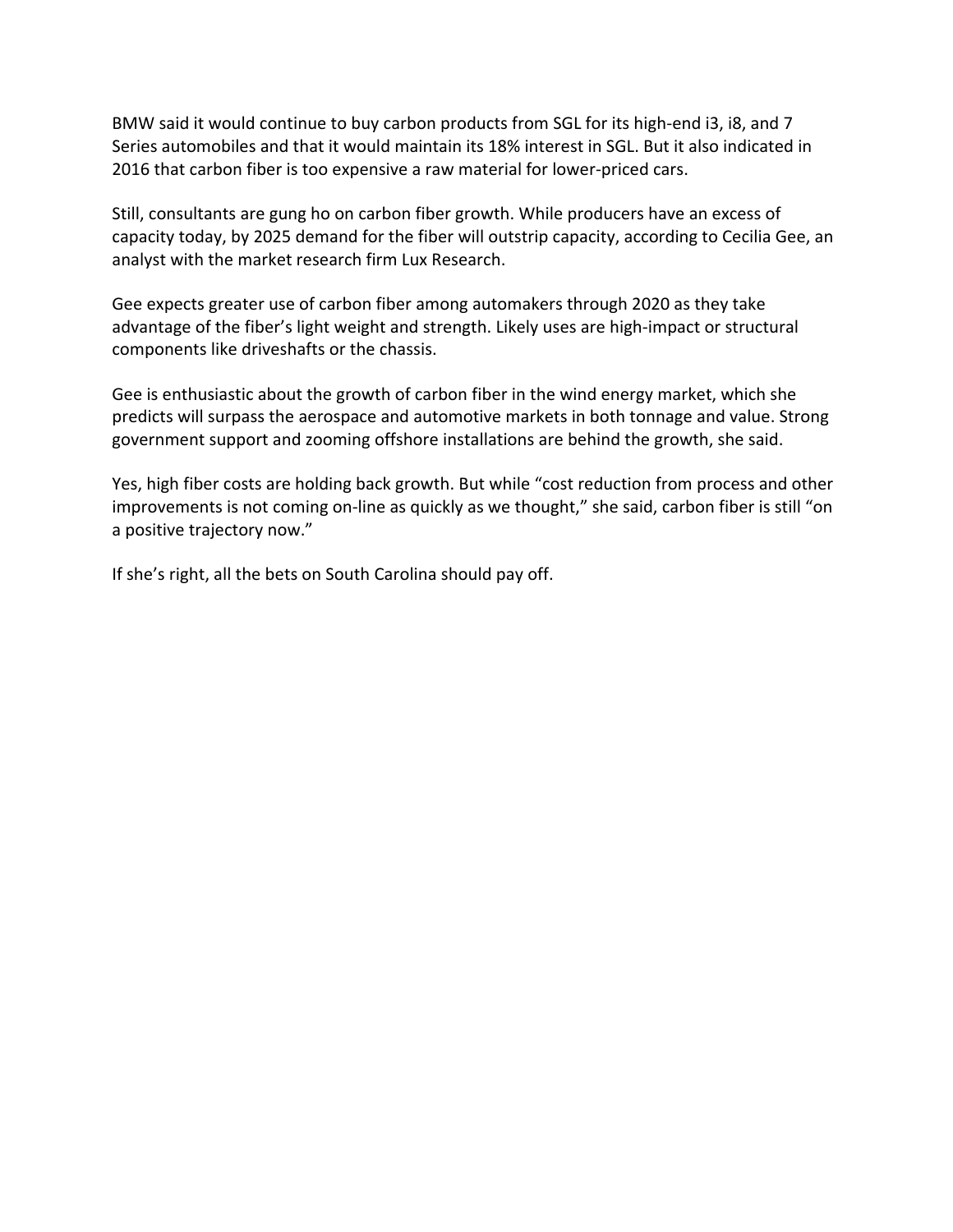BMW said it would continue to buy carbon products from SGL for its high-end i3, i8, and 7 Series automobiles and that it would maintain its 18% interest in SGL. But it also indicated in 2016 that carbon fiber is too expensive a raw material for lower-priced cars.

Still, consultants are gung ho on carbon fiber growth. While producers have an excess of capacity today, by 2025 demand for the fiber will outstrip capacity, according to Cecilia Gee, an analyst with the market research firm Lux Research.

Gee expects greater use of carbon fiber among automakers through 2020 as they take advantage of the fiber's light weight and strength. Likely uses are high-impact or structural components like driveshafts or the chassis.

Gee is enthusiastic about the growth of carbon fiber in the wind energy market, which she predicts will surpass the aerospace and automotive markets in both tonnage and value. Strong government support and zooming offshore installations are behind the growth, she said.

Yes, high fiber costs are holding back growth. But while "cost reduction from process and other improvements is not coming on-line as quickly as we thought," she said, carbon fiber is still "on a positive trajectory now."

If she's right, all the bets on South Carolina should pay off.